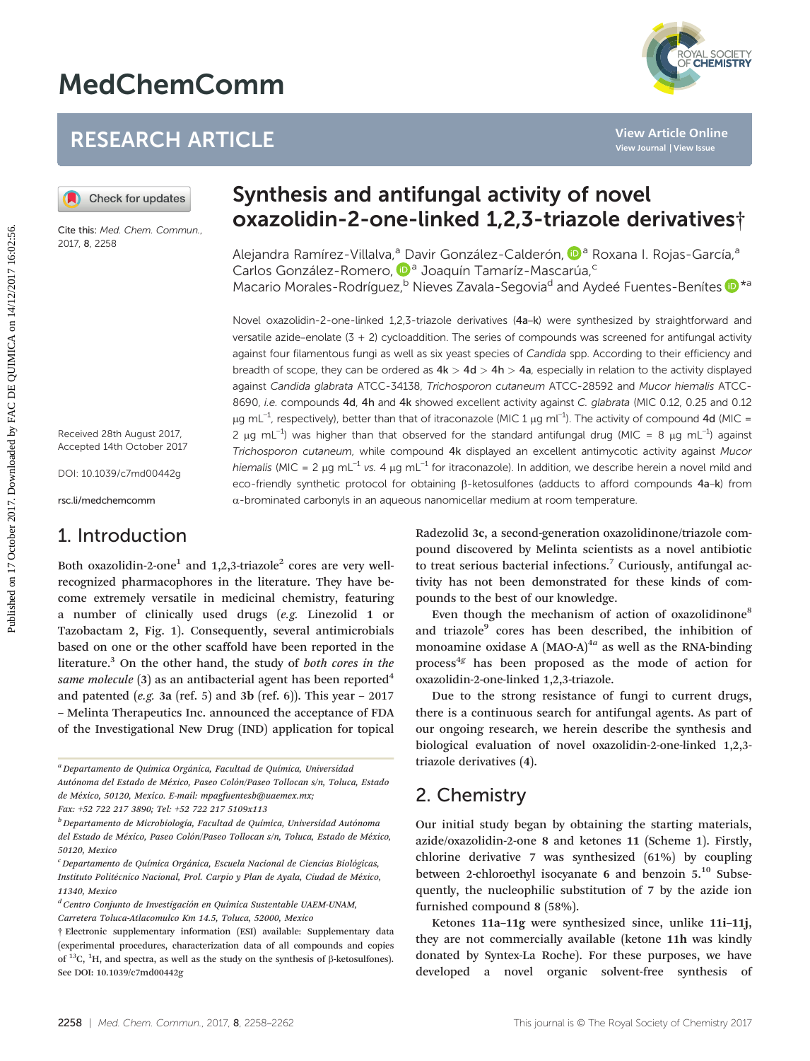# Synthesis and antifungal activity of novel oxazolidin-2-one-linked 1,2,3-triazole derivatives†

Alejandra Ramírez-Villalva,[a] Davir González-Calderón,[a] Roxana I. Rojas-García,[a] Carlos González-Romero,[a] Joaquín Tamaríz-Mascarúa,[c] Macario Morales-Rodríguez,[b] Nieves Zavala-Segovia[d] and Aydeé Fuentes-Benítes*[a]

Cite this: Med. Chem. Commun., 2017, 8, 2258

Received 28th August 2017, Accepted 14th October 2017

DOI: 10.1039/c7md00442g

rsc.li/medchemcomm

Novel oxazolidin-2-one-linked 1,2,3-triazole derivatives (**4a–k**) were synthesized by straightforward and versatile azide–enolate (3 + 2) cycloaddition. The series of compounds was screened for antifungal activity against four filamentous fungi as well as six yeast species of *Candida* spp. According to their efficiency and breadth of scope, they can be ordered as **4k** > **4d** > **4h** > **4a**, especially in relation to the activity displayed against *Candida glabrata* ATCC-34138, *Trichosporon cutaneum* ATCC-28592 and *Mucor hiemalis* ATCC-8690, *i.e.* compounds **4d**, **4h** and **4k** showed excellent activity against *C. glabrata* (MIC 0.12, 0.25 and 0.12 μg $mL^{-1}$, respectively), better than that of itraconazole (MIC 1 μg $ml^{-1}$). The activity of compound **4d** (MIC = 2 μg $mL^{-1}$) was higher than that observed for the standard antifungal drug (MIC = 8 μg $mL^{-1}$) against *Trichosporon cutaneum*, while compound **4k** displayed an excellent antimycotic activity against *Mucor hiemalis* (MIC = 2 μg $mL^{-1}$ *vs.* 4 μg $mL^{-1}$ for itraconazole). In addition, we describe herein a novel mild and eco-friendly synthetic protocol for obtaining β-ketosulfones (adducts to afford compounds **4a–k**) from α-brominated carbonyls in an aqueous nanomicellar medium at room temperature.

## 1. Introduction

Both oxazolidin-2-one[1] and 1,2,3-triazole[2] cores are very well-recognized pharmacophores in the literature. They have become extremely versatile in medicinal chemistry, featuring a number of clinically used drugs (*e.g.* Linezolid **1** or Tazobactam **2**, Fig. 1). Consequently, several antimicrobials based on one or the other scaffold have been reported in the literature.[3] On the other hand, the study of *both cores in the same molecule* (**3**) as an antibacterial agent has been reported[4] and patented (*e.g.* **3a** (ref. 5) and **3b** (ref. 6)). This year – 2017 – Melinta Therapeutics Inc. announced the acceptance of FDA of the Investigational New Drug (IND) application for topical Radezolid **3c**, a second-generation oxazolidinone/triazole compound discovered by Melinta scientists as a novel antibiotic to treat serious bacterial infections.[7] Curiously, antifungal activity has not been demonstrated for these kinds of compounds to the best of our knowledge.

Even though the mechanism of action of oxazolidinone[8] and triazole[9] cores has been described, the inhibition of monoamine oxidase A (MAO-A)[4a] as well as the RNA-binding process[4g] has been proposed as the mode of action for oxazolidin-2-one-linked 1,2,3-triazole.

Due to the strong resistance of fungi to current drugs, there is a continuous search for antifungal agents. As part of our ongoing research, we herein describe the synthesis and biological evaluation of novel oxazolidin-2-one-linked 1,2,3-triazole derivatives (**4**).

## 2. Chemistry

Our initial study began by obtaining the starting materials, azide/oxazolidin-2-one **8** and ketones **11** (Scheme 1). Firstly, chlorine derivative **7** was synthesized (61%) by coupling between 2-chloroethyl isocyanate **6** and benzoin **5**.[10] Subsequently, the nucleophilic substitution of **7** by the azide ion furnished compound **8** (58%).

Ketones **11a–11g** were synthesized since, unlike **11i–11j**, they are not commercially available (ketone **11h** was kindly donated by Syntex-La Roche). For these purposes, we have developed a novel organic solvent-free synthesis of

---

[a] Departamento de Química Orgánica, Facultad de Química, Universidad Autónoma del Estado de México, Paseo Colón/Paseo Tollocan s/n, Toluca, Estado de México, 50120, Mexico. E-mail: mpagfuentesb@uaemex.mx; Fax: +52 722 217 3890; Tel: +52 722 217 5109x113

[b] Departamento de Microbiología, Facultad de Química, Universidad Autónoma del Estado de México, Paseo Colón/Paseo Tollocan s/n, Toluca, Estado de México, 50120, Mexico

[c] Departamento de Química Orgánica, Escuela Nacional de Ciencias Biológicas, Instituto Politécnico Nacional, Prol. Carpio y Plan de Ayala, Ciudad de México, 11340, Mexico

[d] Centro Conjunto de Investigación en Química Sustentable UAEM-UNAM, Carretera Toluca-Atlacomulco Km 14.5, Toluca, 52000, Mexico

† Electronic supplementary information (ESI) available: Supplementary data (experimental procedures, characterization data of all compounds and copies of $^{13}C$, $^{1}H$, and spectra, as well as the study on the synthesis of β-ketosulfones). See DOI: 10.1039/c7md00442g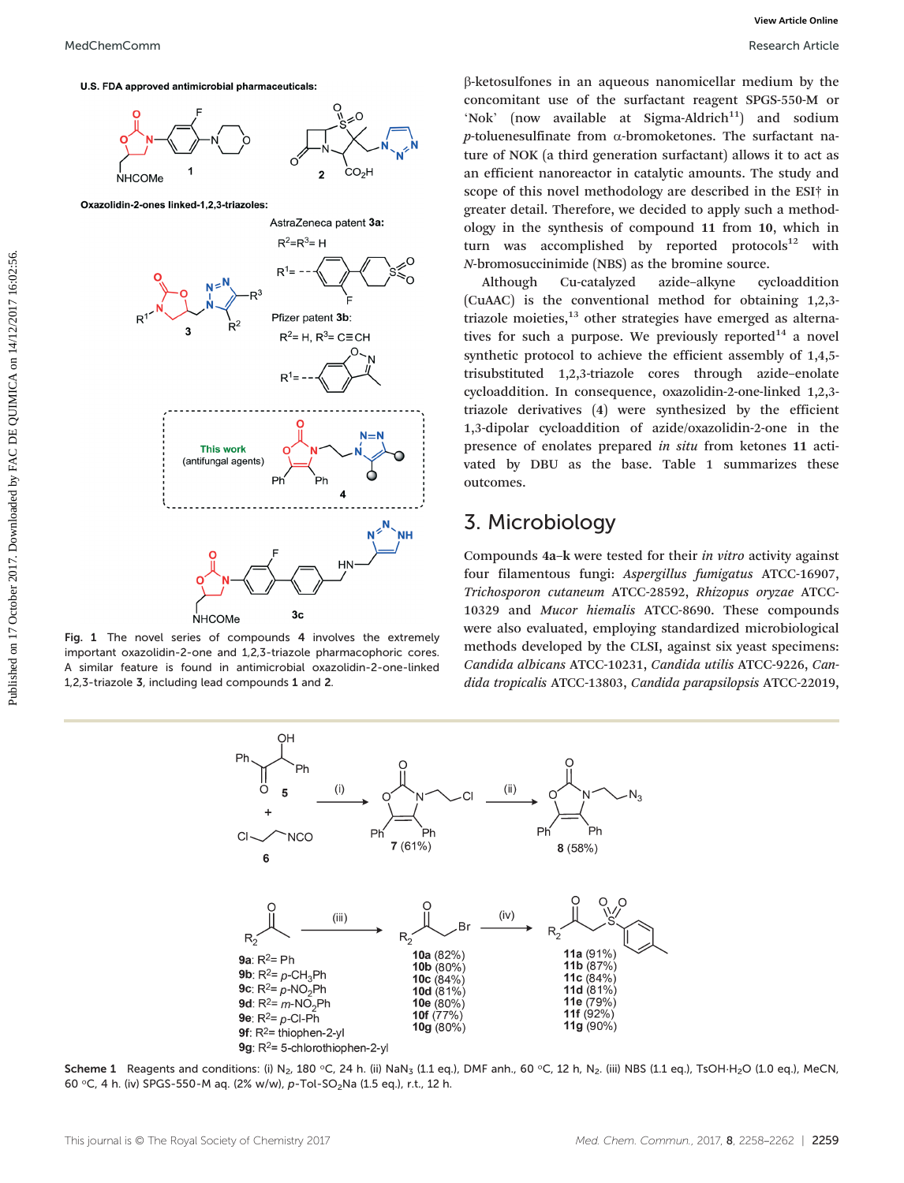β-ketosulfones in an aqueous nanomicellar medium by the concomitant use of the surfactant reagent SPGS-550-M or 'Nok' (now available at Sigma-Aldrich[11]) and sodium *p*-toluenesulfinate from α-bromoketones. The surfactant nature of NOK (a third generation surfactant) allows it to act as an efficient nanoreactor in catalytic amounts. The study and scope of this novel methodology are described in the ESI† in greater detail. Therefore, we decided to apply such a methodology in the synthesis of compound **11** from **10**, which in turn was accomplished by reported protocols[12] with *N*-bromosuccinimide (NBS) as the bromine source.

Although Cu-catalyzed azide–alkyne cycloaddition (CuAAC) is the conventional method for obtaining 1,2,3-triazole moieties,[13] other strategies have emerged as alternatives for such a purpose. We previously reported[14] a novel synthetic protocol to achieve the efficient assembly of 1,4,5-trisubstituted 1,2,3-triazole cores through azide–enolate cycloaddition. In consequence, oxazolidin-2-one-linked 1,2,3-triazole derivatives (**4**) were synthesized by the efficient 1,3-dipolar cycloaddition of azide/oxazolidin-2-one in the presence of enolates prepared *in situ* from ketones **11** activated by DBU as the base. Table 1 summarizes these outcomes.

**Fig. 1** The novel series of compounds **4** involves the extremely important oxazolidin-2-one and 1,2,3-triazole pharmacophoric cores. A similar feature is found in antimicrobial oxazolidin-2-one-linked 1,2,3-triazole **3**, including lead compounds **1** and **2**.

## 3. Microbiology

Compounds **4a–k** were tested for their *in vitro* activity against four filamentous fungi: *Aspergillus fumigatus* ATCC-16907, *Trichosporon cutaneum* ATCC-28592, *Rhizopus oryzae* ATCC-10329 and *Mucor hiemalis* ATCC-8690. These compounds were also evaluated, employing standardized microbiological methods developed by the CLSI, against six yeast specimens: *Candida albicans* ATCC-10231, *Candida utilis* ATCC-9226, *Candida tropicalis* ATCC-13803, *Candida parapsilopsis* ATCC-22019,

**Scheme 1** Reagents and conditions: (i) $N_2$, 180 °C, 24 h. (ii) $NaN_3$ (1.1 eq.), DMF anh., 60 °C, 12 h, $N_2$. (iii) NBS (1.1 eq.), TsOH·$H_2O$ (1.0 eq.), MeCN, 60 °C, 4 h. (iv) SPGS-550-M aq. (2% w/w), *p*-Tol-$SO_2$Na (1.5 eq.), r.t., 12 h.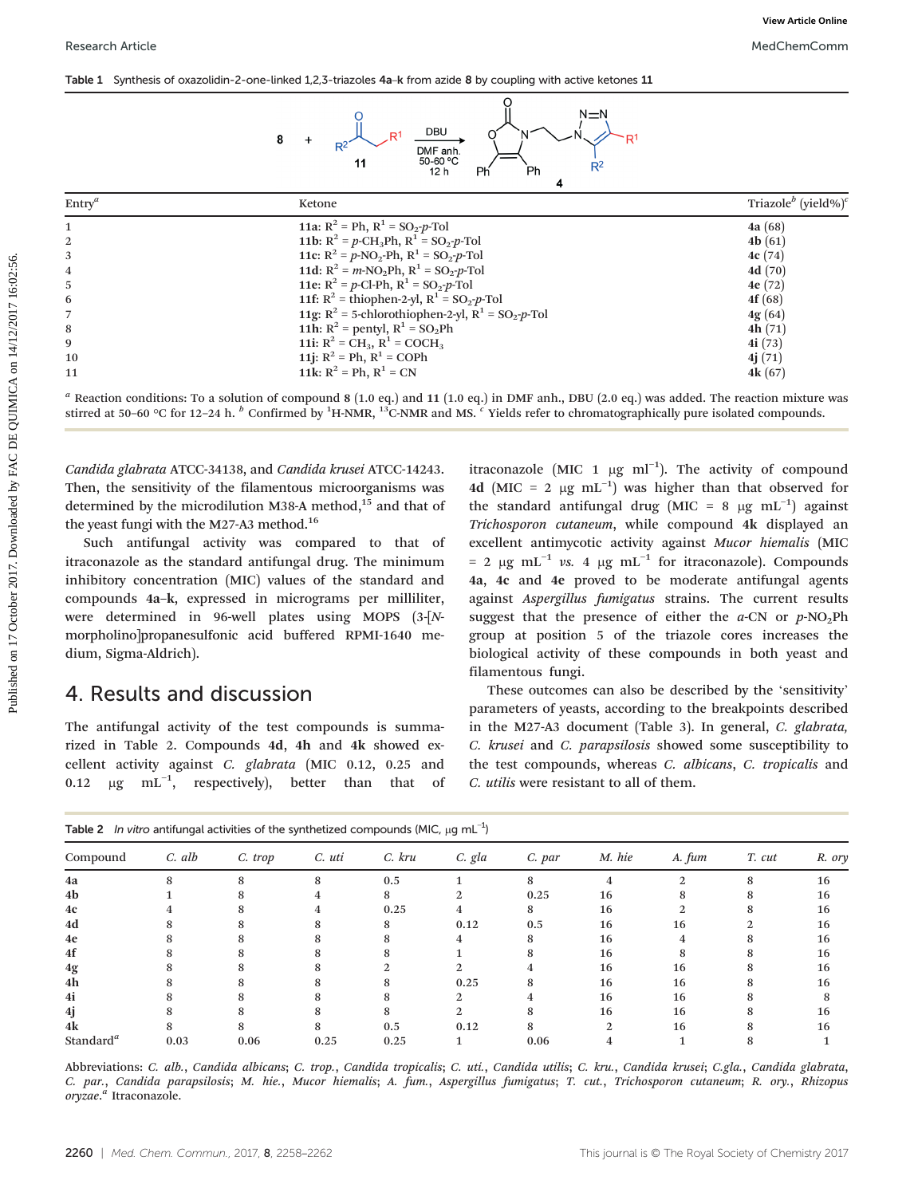**Table 1** Synthesis of oxazolidin-2-one-linked 1,2,3-triazoles **4a–k** from azide **8** by coupling with active ketones **11**

| Entry[a] | Ketone | Triazole[b] (yield%)[c] |
|---|---|---|
| 1 | **11a**: $R^2$ = Ph, $R^1$ = $SO_2$-*p*-Tol | **4a** (68) |
| 2 | **11b**: $R^2$ = *p*-$CH_3$Ph, $R^1$ = $SO_2$-*p*-Tol | **4b** (61) |
| 3 | **11c**: $R^2$ = *p*-$NO_2$-Ph, $R^1$ = $SO_2$-*p*-Tol | **4c** (74) |
| 4 | **11d**: $R^2$ = *m*-$NO_2$Ph, $R^1$ = $SO_2$-*p*-Tol | **4d** (70) |
| 5 | **11e**: $R^2$ = *p*-Cl-Ph, $R^1$ = $SO_2$-*p*-Tol | **4e** (72) |
| 6 | **11f**: $R^2$ = thiophen-2-yl, $R^1$ = $SO_2$-*p*-Tol | **4f** (68) |
| 7 | **11g**: $R^2$ = 5-chlorothiophen-2-yl, $R^1$ = $SO_2$-*p*-Tol | **4g** (64) |
| 8 | **11h**: $R^2$ = pentyl, $R^1$ = $SO_2$Ph | **4h** (71) |
| 9 | **11i**: $R^2$ = $CH_3$, $R^1$ = $COCH_3$ | **4i** (73) |
| 10 | **11j**: $R^2$ = Ph, $R^1$ = COPh | **4j** (71) |
| 11 | **11k**: $R^2$ = Ph, $R^1$ = CN | **4k** (67) |

[a] Reaction conditions: To a solution of compound **8** (1.0 eq.) and **11** (1.0 eq.) in DMF anh., DBU (2.0 eq.) was added. The reaction mixture was stirred at 50–60 °C for 12–24 h. [b] Confirmed by $^1$H-NMR, $^{13}$C-NMR and MS. [c] Yields refer to chromatographically pure isolated compounds.

*Candida glabrata* ATCC-34138, and *Candida krusei* ATCC-14243. Then, the sensitivity of the filamentous microorganisms was determined by the microdilution M38-A method,[15] and that of the yeast fungi with the M27-A3 method.[16]

Such antifungal activity was compared to that of itraconazole as the standard antifungal drug. The minimum inhibitory concentration (MIC) values of the standard and compounds **4a–k**, expressed in micrograms per milliliter, were determined in 96-well plates using MOPS (3-[*N*-morpholino]propanesulfonic acid buffered RPMI-1640 medium, Sigma-Aldrich).

## 4. Results and discussion

The antifungal activity of the test compounds is summarized in Table 2. Compounds **4d**, **4h** and **4k** showed excellent activity against *C. glabrata* (MIC 0.12, 0.25 and 0.12 μg mL$^{-1}$, respectively), better than that of itraconazole (MIC 1 μg ml$^{-1}$). The activity of compound **4d** (MIC = 2 μg mL$^{-1}$) was higher than that observed for the standard antifungal drug (MIC = 8 μg mL$^{-1}$) against *Trichosporon cutaneum*, while compound **4k** displayed an excellent antimycotic activity against *Mucor hiemalis* (MIC = 2 μg mL$^{-1}$ *vs.* 4 μg mL$^{-1}$ for itraconazole). Compounds **4a**, **4c** and **4e** proved to be moderate antifungal agents against *Aspergillus fumigatus* strains. The current results suggest that the presence of either the *a*-CN or *p*-$NO_2$Ph group at position 5 of the triazole cores increases the biological activity of these compounds in both yeast and filamentous fungi.

These outcomes can also be described by the 'sensitivity' parameters of yeasts, according to the breakpoints described in the M27-A3 document (Table 3). In general, *C. glabrata, C. krusei* and *C. parapsilosis* showed some susceptibility to the test compounds, whereas *C. albicans*, *C. tropicalis* and *C. utilis* were resistant to all of them.

**Table 2** *In vitro* antifungal activities of the synthetized compounds (MIC, μg mL$^{-1}$)

| Compound | *C. alb* | *C. trop* | *C. uti* | *C. kru* | *C. gla* | *C. par* | *M. hie* | *A. fum* | *T. cut* | *R. ory* |
|---|---|---|---|---|---|---|---|---|---|---|
| **4a** | 8 | 8 | 8 | 0.5 | 1 | 8 | 4 | 2 | 8 | 16 |
| **4b** | 1 | 8 | 4 | 8 | 2 | 0.25 | 16 | 8 | 8 | 16 |
| **4c** | 4 | 8 | 4 | 0.25 | 4 | 8 | 16 | 2 | 8 | 16 |
| **4d** | 8 | 8 | 8 | 8 | 0.12 | 0.5 | 16 | 16 | 2 | 16 |
| **4e** | 8 | 8 | 8 | 8 | 4 | 8 | 16 | 4 | 8 | 16 |
| **4f** | 8 | 8 | 8 | 8 | 1 | 8 | 16 | 8 | 8 | 16 |
| **4g** | 8 | 8 | 8 | 2 | 2 | 4 | 16 | 16 | 8 | 16 |
| **4h** | 8 | 8 | 8 | 8 | 0.25 | 8 | 16 | 16 | 8 | 16 |
| **4i** | 8 | 8 | 8 | 8 | 2 | 4 | 16 | 16 | 8 | 8 |
| **4j** | 8 | 8 | 8 | 8 | 2 | 8 | 16 | 16 | 8 | 16 |
| **4k** | 8 | 8 | 8 | 0.5 | 0.12 | 8 | 2 | 16 | 8 | 16 |
| Standard[a] | 0.03 | 0.06 | 0.25 | 0.25 | 1 | 0.06 | 4 | 1 | 8 | 1 |

Abbreviations: *C. alb.*, *Candida albicans*; *C. trop.*, *Candida tropicalis*; *C. uti.*, *Candida utilis*; *C. kru.*, *Candida krusei*; *C.gla.*, *Candida glabrata*, *C. par.*, *Candida parapsilosis*; *M. hie.*, *Mucor hiemalis*; *A. fum.*, *Aspergillus fumigatus*; *T. cut.*, *Trichosporon cutaneum*; *R. ory.*, *Rhizopus oryzae*. [a] Itraconazole.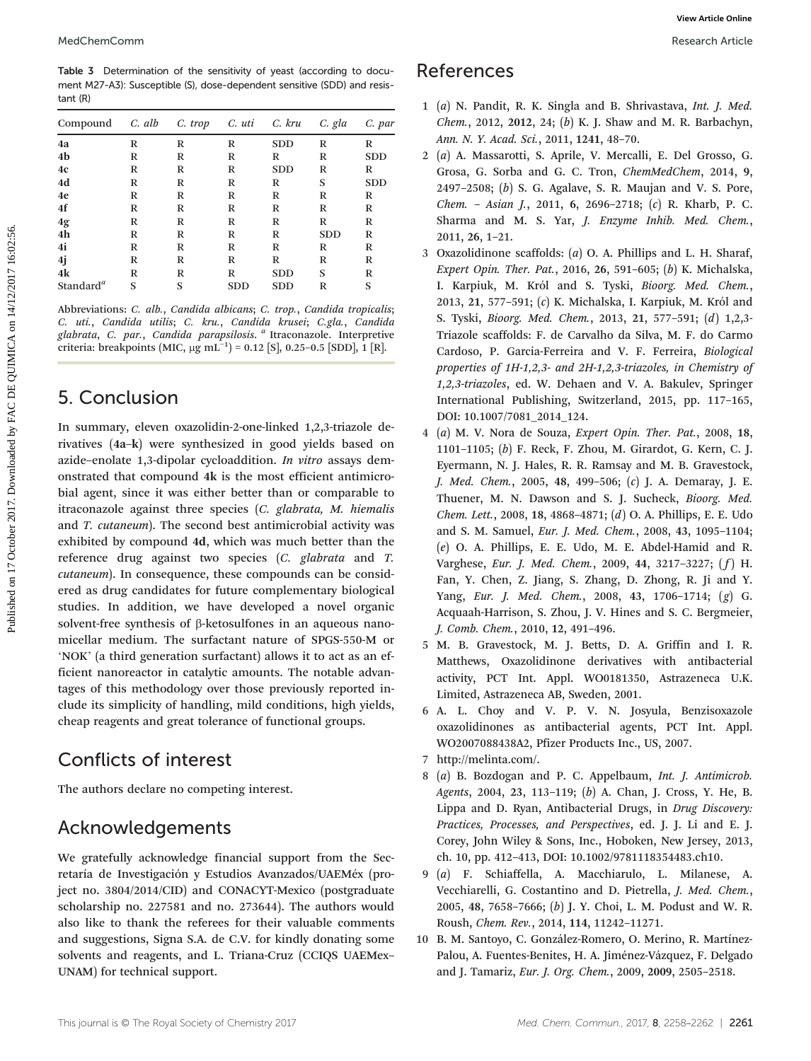**Table 3** Determination of the sensitivity of yeast (according to document M27-A3): Susceptible (S), dose-dependent sensitive (SDD) and resistant (R)

| Compound | *C. alb* | *C. trop* | *C. uti* | *C. kru* | *C. gla* | *C. par* |
|---|---|---|---|---|---|---|
| **4a** | R | R | R | SDD | R | R |
| **4b** | R | R | R | R | R | SDD |
| **4c** | R | R | R | SDD | R | R |
| **4d** | R | R | R | R | S | SDD |
| **4e** | R | R | R | R | R | R |
| **4f** | R | R | R | R | R | R |
| **4g** | R | R | R | R | R | R |
| **4h** | R | R | R | R | SDD | R |
| **4i** | R | R | R | R | R | R |
| **4j** | R | R | R | R | R | R |
| **4k** | R | R | R | SDD | S | R |
| Standard[a] | S | S | SDD | SDD | R | S |

Abbreviations: *C. alb.*, *Candida albicans*; *C. trop.*, *Candida tropicalis*; *C. uti.*, *Candida utilis*; *C. kru.*, *Candida krusei*; *C.gla.*, *Candida glabrata*, *C. par.*, *Candida parapsilosis*. [a] Itraconazole. Interpretive criteria: breakpoints (MIC, μg mL$^{-1}$) = 0.12 [S], 0.25–0.5 [SDD], 1 [R].

## 5. Conclusion

In summary, eleven oxazolidin-2-one-linked 1,2,3-triazole derivatives (**4a–k**) were synthesized in good yields based on azide–enolate 1,3-dipolar cycloaddition. *In vitro* assays demonstrated that compound **4k** is the most efficient antimicrobial agent, since it was either better than or comparable to itraconazole against three species (*C. glabrata, M. hiemalis* and *T. cutaneum*). The second best antimicrobial activity was exhibited by compound **4d**, which was much better than the reference drug against two species (*C. glabrata* and *T. cutaneum*). In consequence, these compounds can be considered as drug candidates for future complementary biological studies. In addition, we have developed a novel organic solvent-free synthesis of β-ketosulfones in an aqueous nanomicellar medium. The surfactant nature of SPGS-550-M or 'NOK' (a third generation surfactant) allows it to act as an efficient nanoreactor in catalytic amounts. The notable advantages of this methodology over those previously reported include its simplicity of handling, mild conditions, high yields, cheap reagents and great tolerance of functional groups.

## Conflicts of interest

The authors declare no competing interest.

## Acknowledgements

We gratefully acknowledge financial support from the Secretaría de Investigación y Estudios Avanzados/UAEMéx (project no. 3804/2014/CID) and CONACYT-Mexico (postgraduate scholarship no. 227581 and no. 273644). The authors would also like to thank the referees for their valuable comments and suggestions, Signa S.A. de C.V. for kindly donating some solvents and reagents, and L. Triana-Cruz (CCIQS UAEMex–UNAM) for technical support.

## References

1 (*a*) N. Pandit, R. K. Singla and B. Shrivastava, *Int. J. Med. Chem.*, 2012, **2012**, 24; (*b*) K. J. Shaw and M. R. Barbachyn, *Ann. N. Y. Acad. Sci.*, 2011, **1241**, 48–70.

2 (*a*) A. Massarotti, S. Aprile, V. Mercalli, E. Del Grosso, G. Grosa, G. Sorba and G. C. Tron, *ChemMedChem*, 2014, **9**, 2497–2508; (*b*) S. G. Agalave, S. R. Maujan and V. S. Pore, *Chem. – Asian J.*, 2011, **6**, 2696–2718; (*c*) R. Kharb, P. C. Sharma and M. S. Yar, *J. Enzyme Inhib. Med. Chem.*, 2011, **26**, 1–21.

3 Oxazolidinone scaffolds: (*a*) O. A. Phillips and L. H. Sharaf, *Expert Opin. Ther. Pat.*, 2016, **26**, 591–605; (*b*) K. Michalska, I. Karpiuk, M. Król and S. Tyski, *Bioorg. Med. Chem.*, 2013, **21**, 577–591; (*c*) K. Michalska, I. Karpiuk, M. Król and S. Tyski, *Bioorg. Med. Chem.*, 2013, **21**, 577–591; (*d*) 1,2,3-Triazole scaffolds: F. de Carvalho da Silva, M. F. do Carmo Cardoso, P. Garcia-Ferreira and V. F. Ferreira, *Biological properties of 1H-1,2,3- and 2H-1,2,3-triazoles, in Chemistry of 1,2,3-triazoles*, ed. W. Dehaen and V. A. Bakulev, Springer International Publishing, Switzerland, 2015, pp. 117–165, DOI: 10.1007/7081_2014_124.

4 (*a*) M. V. Nora de Souza, *Expert Opin. Ther. Pat.*, 2008, **18**, 1101–1105; (*b*) F. Reck, F. Zhou, M. Girardot, G. Kern, C. J. Eyermann, N. J. Hales, R. R. Ramsay and M. B. Gravestock, *J. Med. Chem.*, 2005, **48**, 499–506; (*c*) J. A. Demaray, J. E. Thuener, M. N. Dawson and S. J. Sucheck, *Bioorg. Med. Chem. Lett.*, 2008, **18**, 4868–4871; (*d*) O. A. Phillips, E. E. Udo and S. M. Samuel, *Eur. J. Med. Chem.*, 2008, **43**, 1095–1104; (*e*) O. A. Phillips, E. E. Udo, M. E. Abdel-Hamid and R. Varghese, *Eur. J. Med. Chem.*, 2009, **44**, 3217–3227; (*f*) H. Fan, Y. Chen, Z. Jiang, S. Zhang, D. Zhong, R. Ji and Y. Yang, *Eur. J. Med. Chem.*, 2008, **43**, 1706–1714; (*g*) G. Acquaah-Harrison, S. Zhou, J. V. Hines and S. C. Bergmeier, *J. Comb. Chem.*, 2010, **12**, 491–496.

5 M. B. Gravestock, M. J. Betts, D. A. Griffin and I. R. Matthews, Oxazolidinone derivatives with antibacterial activity, PCT Int. Appl. WO0181350, Astrazeneca U.K. Limited, Astrazeneca AB, Sweden, 2001.

6 A. L. Choy and V. P. V. N. Josyula, Benzisoxazole oxazolidinones as antibacterial agents, PCT Int. Appl. WO2007088438A2, Pfizer Products Inc., US, 2007.

7 http://melinta.com/.

8 (*a*) B. Bozdogan and P. C. Appelbaum, *Int. J. Antimicrob. Agents*, 2004, **23**, 113–119; (*b*) A. Chan, J. Cross, Y. He, B. Lippa and D. Ryan, Antibacterial Drugs, in *Drug Discovery: Practices, Processes, and Perspectives*, ed. J. J. Li and E. J. Corey, John Wiley & Sons, Inc., Hoboken, New Jersey, 2013, ch. 10, pp. 412–413, DOI: 10.1002/9781118354483.ch10.

9 (*a*) F. Schiaffella, A. Macchiarulo, L. Milanese, A. Vecchiarelli, G. Costantino and D. Pietrella, *J. Med. Chem.*, 2005, **48**, 7658–7666; (*b*) J. Y. Choi, L. M. Podust and W. R. Roush, *Chem. Rev.*, 2014, **114**, 11242–11271.

10 B. M. Santoyo, C. González-Romero, O. Merino, R. Martínez-Palou, A. Fuentes-Benites, H. A. Jiménez-Vázquez, F. Delgado and J. Tamariz, *Eur. J. Org. Chem.*, 2009, **2009**, 2505–2518.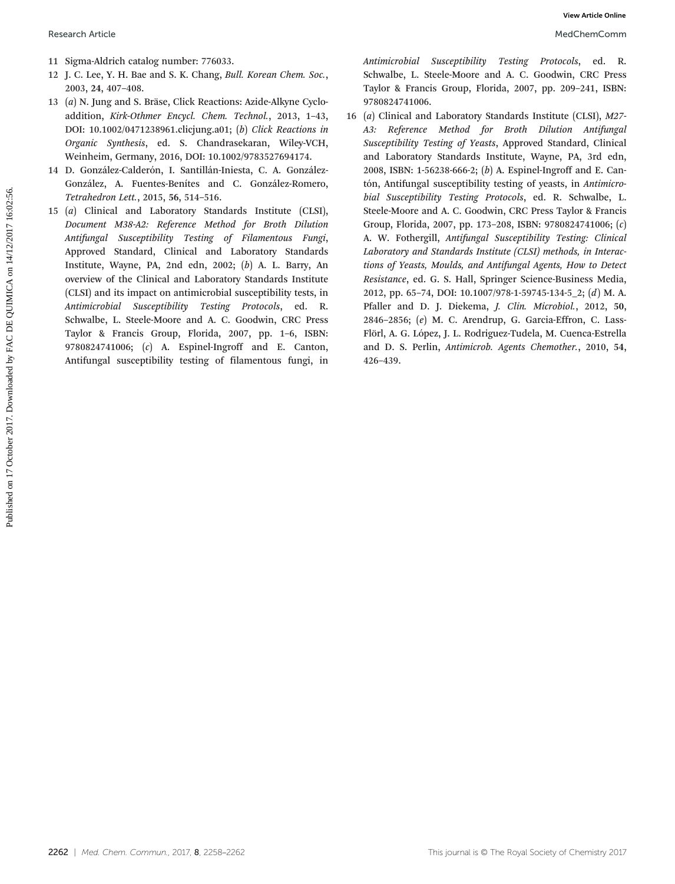11 Sigma-Aldrich catalog number: 776033.

12 J. C. Lee, Y. H. Bae and S. K. Chang, *Bull. Korean Chem. Soc.*, 2003, **24**, 407–408.

13 (*a*) N. Jung and S. Bräse, Click Reactions: Azide-Alkyne Cycloaddition, *Kirk-Othmer Encycl. Chem. Technol.*, 2013, 1–43, DOI: 10.1002/0471238961.clicjung.a01; (*b*) *Click Reactions in Organic Synthesis*, ed. S. Chandrasekaran, Wiley-VCH, Weinheim, Germany, 2016, DOI: 10.1002/9783527694174.

14 D. González-Calderón, I. Santillán-Iniesta, C. A. González-González, A. Fuentes-Benítes and C. González-Romero, *Tetrahedron Lett.*, 2015, **56**, 514–516.

15 (*a*) Clinical and Laboratory Standards Institute (CLSI), *Document M38-A2: Reference Method for Broth Dilution Antifungal Susceptibility Testing of Filamentous Fungi*, Approved Standard, Clinical and Laboratory Standards Institute, Wayne, PA, 2nd edn, 2002; (*b*) A. L. Barry, An overview of the Clinical and Laboratory Standards Institute (CLSI) and its impact on antimicrobial susceptibility tests, in *Antimicrobial Susceptibility Testing Protocols*, ed. R. Schwalbe, L. Steele-Moore and A. C. Goodwin, CRC Press Taylor & Francis Group, Florida, 2007, pp. 1–6, ISBN: 9780824741006; (*c*) A. Espinel-Ingroff and E. Canton, Antifungal susceptibility testing of filamentous fungi, in *Antimicrobial Susceptibility Testing Protocols*, ed. R. Schwalbe, L. Steele-Moore and A. C. Goodwin, CRC Press Taylor & Francis Group, Florida, 2007, pp. 209–241, ISBN: 9780824741006.

16 (*a*) Clinical and Laboratory Standards Institute (CLSI), *M27-A3: Reference Method for Broth Dilution Antifungal Susceptibility Testing of Yeasts*, Approved Standard, Clinical and Laboratory Standards Institute, Wayne, PA, 3rd edn, 2008, ISBN: 1-56238-666-2; (*b*) A. Espinel-Ingroff and E. Cantón, Antifungal susceptibility testing of yeasts, in *Antimicrobial Susceptibility Testing Protocols*, ed. R. Schwalbe, L. Steele-Moore and A. C. Goodwin, CRC Press Taylor & Francis Group, Florida, 2007, pp. 173–208, ISBN: 9780824741006; (*c*) A. W. Fothergill, *Antifungal Susceptibility Testing: Clinical Laboratory and Standards Institute (CLSI) methods, in Interactions of Yeasts, Moulds, and Antifungal Agents, How to Detect Resistance*, ed. G. S. Hall, Springer Science-Business Media, 2012, pp. 65–74, DOI: 10.1007/978-1-59745-134-5_2; (*d*) M. A. Pfaller and D. J. Diekema, *J. Clin. Microbiol.*, 2012, **50**, 2846–2856; (*e*) M. C. Arendrup, G. Garcia-Effron, C. Lass-Flörl, A. G. López, J. L. Rodriguez-Tudela, M. Cuenca-Estrella and D. S. Perlin, *Antimicrob. Agents Chemother.*, 2010, **54**, 426–439.